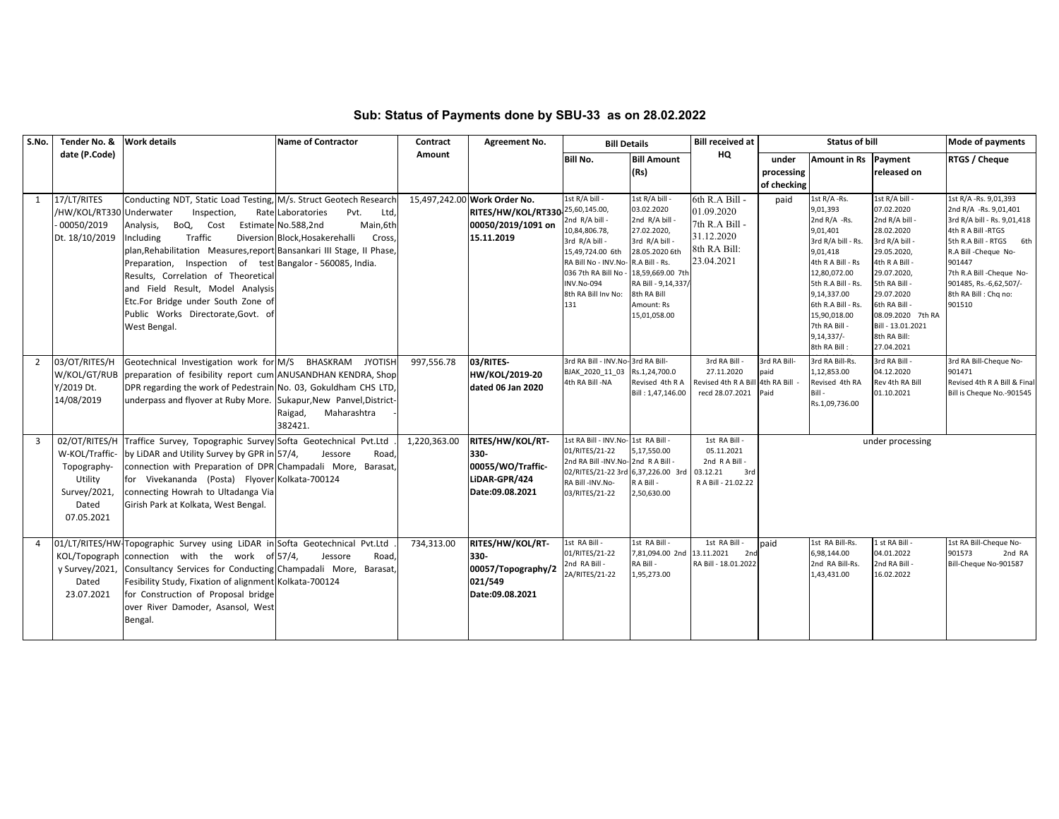## Sub: Status of Payments done by SBU-33 as on 28.02.2022

| S.No. | Tender No. & date (P.Code) | Work details | Name of Contractor | Contract Amount | Agreement No. | Bill Details | | Bill received at HQ | Status of bill | | | Mode of payments |
|---|---|---|---|---|---|---|---|---|---|---|---|---|
| | | | | | | Bill No. | Bill Amount (Rs) | | under processing of checking | Amount in Rs | Payment released on | RTGS / Cheque |
| 1 | 17/LT/RITES /HW/KOL/RT330 - 00050/2019 Dt. 18/10/2019 | Conducting NDT, Static Load Testing, Underwater Inspection, Rate Analysis, BoQ, Cost Estimate Including Traffic Diversion plan,Rehabilitation Measures,report Preparation, Inspection of test Results, Correlation of Theoretical and Field Result, Model Analysis Etc.For Bridge under South Zone of Public Works Directorate,Govt. of West Bengal. | M/s. Struct Geotech Research Laboratories Pvt. Ltd, No.588,2nd Main,6th Block,Hosakerehalli Cross, Bansankari III Stage, II Phase, Bangalor - 560085, India. | 15,497,242.00 | Work Order No. RITES/HW/KOL/RT330-00050/2019/1091 on 15.11.2019 | 1st R/A bill - 25,60,145.00, 2nd R/A bill - 10,84,806.78, 3rd R/A bill - 15,49,724.00 6th RA Bill No - INV.No-036 7th RA Bill No - INV.No-094 8th RA Bill Inv No: 131 | 1st R/A bill - 03.02.2020 2nd R/A bill - 27.02.2020, 3rd R/A bill - 28.05.2020 6th R.A Bill - Rs. 18,59,669.00 7th RA Bill - 9,14,337/ 8th RA Bill Amount: Rs 15,01,058.00 | 6th R.A Bill - 01.09.2020 7th R.A Bill - 31.12.2020 8th RA Bill: 23.04.2021 | paid | 1st R/A -Rs. 9,01,393 2nd R/A -Rs. 9,01,401 3rd R/A bill - Rs. 9,01,418 4th R A Bill - Rs 12,80,072.00 5th R.A Bill - Rs. 9,14,337.00 6th R.A Bill - Rs. 15,90,018.00 7th RA Bill - 9,14,337/- 8th RA Bill : | 1st R/A bill - 07.02.2020 2nd R/A bill - 28.02.2020 3rd R/A bill - 29.05.2020, 4th R A Bill - 29.07.2020, 5th RA Bill - 29.07.2020 6th RA Bill - 08.09.2020 7th RA Bill - 13.01.2021 8th RA Bill: 27.04.2021 | 1st R/A -Rs. 9,01,393 2nd R/A -Rs. 9,01,401 3rd R/A bill - Rs. 9,01,418 4th R A Bill -RTGS 5th R.A Bill - RTGS 6th R.A Bill -Cheque No-901447 7th R.A Bill -Cheque No-901485, Rs.-6,62,507/- 8th RA Bill : Chq no: 901510 |
| 2 | 03/OT/RITES/HW/KOL/GT/RUBY/2019 Dt. 14/08/2019 | Geotechnical Investigation work for preparation of fesibility report cum DPR regarding the work of Pedestrain underpass and flyover at Ruby More. | M/S BHASKRAM JYOTISH ANUSANDHAN KENDRA, Shop No. 03, Gokuldham CHS LTD, Sukapur,New Panvel,District-Raigad, Maharashtra - 382421. | 997,556.78 | 03/RITES-HW/KOL/2019-20 dated 06 Jan 2020 | 3rd RA Bill - INV.No-BJAK_2020_11_03 4th RA Bill -NA | 3rd RA Bill- Rs.1,24,700.0 Revised 4th R A Bill : 1,47,146.00 | 3rd RA Bill - 27.11.2020 Revised 4th R A Bill recd 28.07.2021 | 3rd RA Bill-paid 4th RA Bill - Paid | 3rd RA Bill-Rs. 1,12,853.00 Revised 4th RA Bill - Rs.1,09,736.00 | 3rd RA Bill - 04.12.2020 Rev 4th RA Bill 01.10.2021 | 3rd RA Bill-Cheque No-901471 Revised 4th R A Bill & Final Bill is Cheque No.-901545 |
| 3 | 02/OT/RITES/HW-KOL/Traffic-Topography-Utility Survey/2021, Dated 07.05.2021 | Traffice Survey, Topographic Survey by LiDAR and Utility Survey by GPR in connection with Preparation of DPR for Vivekananda (Posta) Flyover connecting Howrah to Ultadanga Via Girish Park at Kolkata, West Bengal. | Softa Geotechnical Pvt.Ltd . 57/4, Jessore Road, Champadali More, Barasat, Kolkata-700124 | 1,220,363.00 | RITES/HW/KOL/RT-330-00055/WO/Traffic-LiDAR-GPR/424 Date:09.08.2021 | 1st RA Bill - INV.No-01/RITES/21-22 2nd RA Bill -INV.No-02/RITES/21-22 3rd RA Bill -INV.No-03/RITES/21-22 | 1st RA Bill - 5,17,550.00 2nd R A Bill - 6,37,226.00 3rd R A Bill - 2,50,630.00 | 1st RA Bill - 05.11.2021 2nd R A Bill - 03.12.21 3rd R A Bill - 21.02.22 | under processing | | | |
| 4 | 01/LT/RITES/HW-KOL/Topography Survey/2021, Dated 23.07.2021 | Topographic Survey using LiDAR in connection with the work of Consultancy Services for Conducting Fesibility Study, Fixation of alignment for Construction of Proposal bridge over River Damoder, Asansol, West Bengal. | Softa Geotechnical Pvt.Ltd . 57/4, Jessore Road, Champadali More, Barasat, Kolkata-700124 | 734,313.00 | RITES/HW/KOL/RT-330-00057/Topography/2021/549 Date:09.08.2021 | 1st RA Bill - 01/RITES/21-22 2nd RA Bill - 2A/RITES/21-22 | 1st RA Bill - 7,81,094.00 2nd RA Bill - 1,95,273.00 | 1st RA Bill - 13.11.2021 2nd RA Bill - 18.01.2022 | paid | 1st RA Bill-Rs. 6,98,144.00 2nd RA Bill-Rs. 1,43,431.00 | 1 st RA Bill - 04.01.2022 2nd RA Bill - 16.02.2022 | 1st RA Bill-Cheque No-901573 2nd RA Bill-Cheque No-901587 |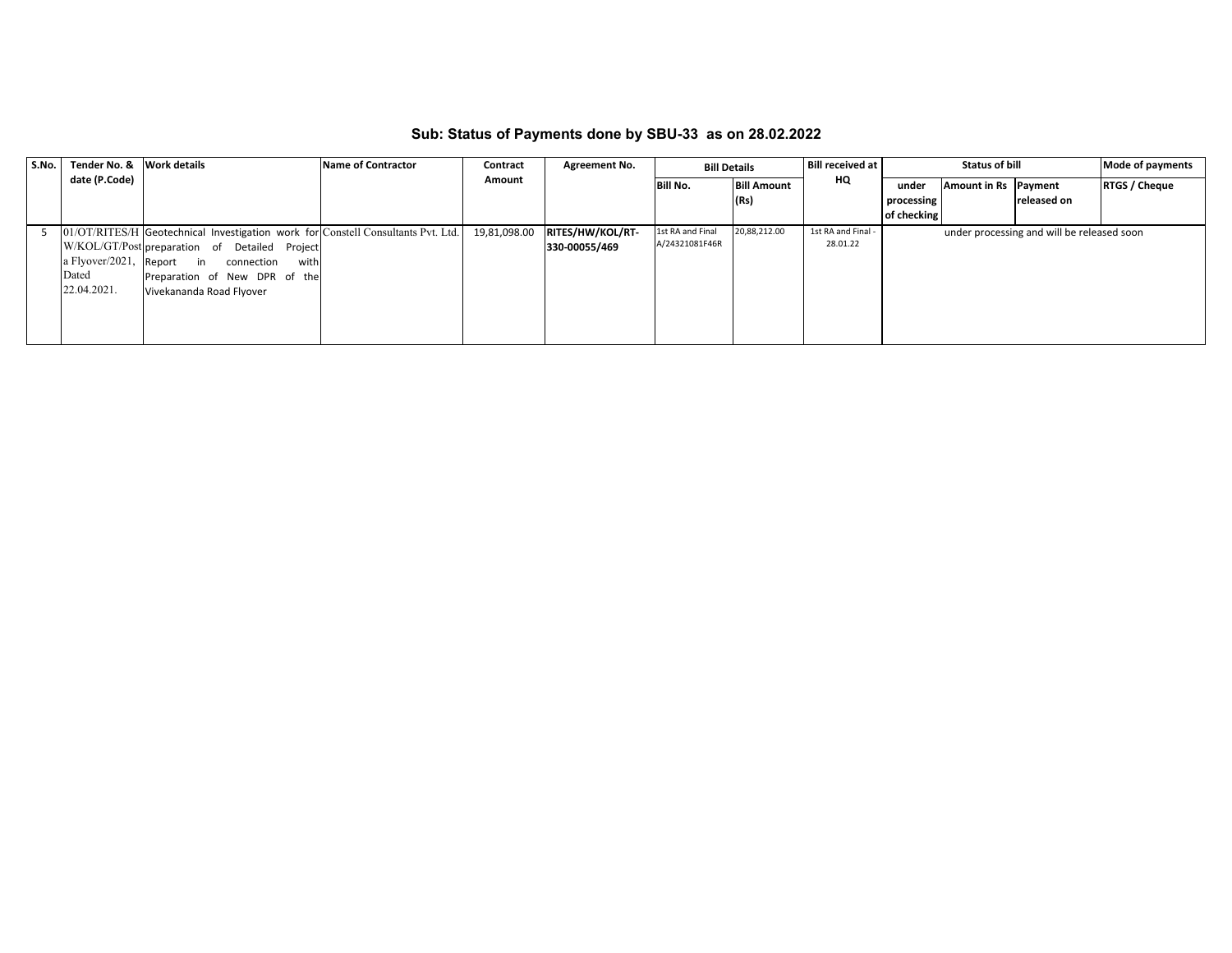## Sub: Status of Payments done by SBU-33 as on 28.02.2022

| S.No. | Tender No. & date (P.Code) | Work details | Name of Contractor | Contract Amount | Agreement No. | Bill Details | | Bill received at HQ | Status of bill | | | Mode of payments |
|---|---|---|---|---|---|---|---|---|---|---|---|---|
| | | | | | | Bill No. | Bill Amount (Rs) | | under processing of checking | Amount in Rs | Payment released on | RTGS / Cheque |
| 5 | 01/OT/RITES/HW/KOL/GT/Posta Flyover/2021, Dated 22.04.2021. | Geotechnical Investigation work for preparation of Detailed Project Report in connection with Preparation of New DPR of the Vivekananda Road Flyover | Constell Consultants Pvt. Ltd. | 19,81,098.00 | RITES/HW/KOL/RT-330-00055/469 | 1st RA and Final A/24321081F46R | 20,88,212.00 | 1st RA and Final - 28.01.22 | under processing and will be released soon | | | |